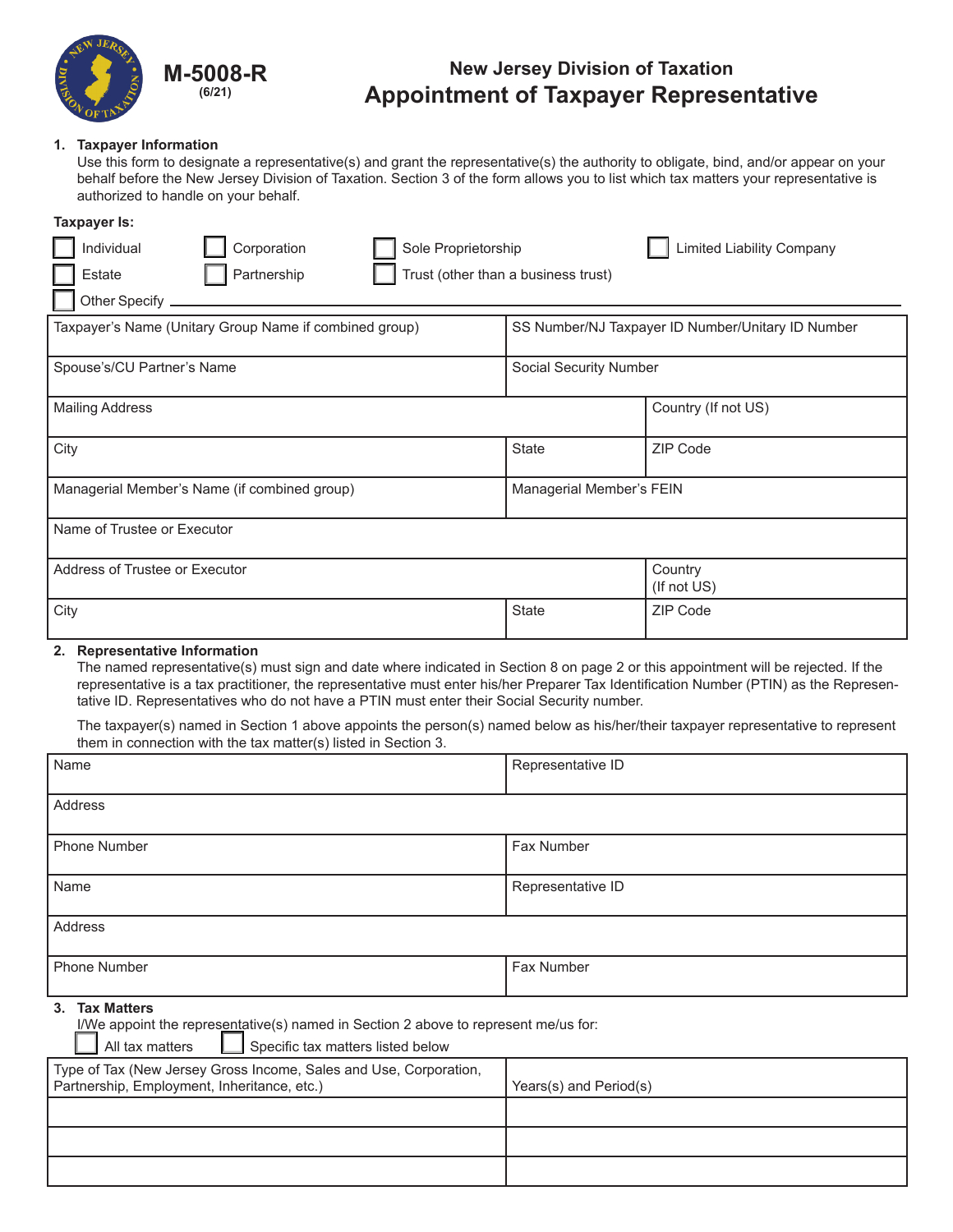M-5008-R
(6/21)

# New Jersey Division of Taxation
## Appointment of Taxpayer Representative

### 1. Taxpayer Information

Use this form to designate a representative(s) and grant the representative(s) the authority to obligate, bind, and/or appear on your behalf before the New Jersey Division of Taxation. Section 3 of the form allows you to list which tax matters your representative is authorized to handle on your behalf.

**Taxpayer Is:**

☐ Individual ☐ Corporation ☐ Sole Proprietorship ☐ Limited Liability Company
☐ Estate ☐ Partnership ☐ Trust (other than a business trust)
☐ Other Specify ____________________

| | | |
|---|---|---|
| Taxpayer's Name (Unitary Group Name if combined group) | SS Number/NJ Taxpayer ID Number/Unitary ID Number | |
| Spouse's/CU Partner's Name | Social Security Number | |
| Mailing Address | | Country (If not US) |
| City | State | ZIP Code |
| Managerial Member's Name (if combined group) | Managerial Member's FEIN | |
| Name of Trustee or Executor | | |
| Address of Trustee or Executor | | Country (If not US) |
| City | State | ZIP Code |

### 2. Representative Information

The named representative(s) must sign and date where indicated in Section 8 on page 2 or this appointment will be rejected. If the representative is a tax practitioner, the representative must enter his/her Preparer Tax Identification Number (PTIN) as the Representative ID. Representatives who do not have a PTIN must enter their Social Security number.

The taxpayer(s) named in Section 1 above appoints the person(s) named below as his/her/their taxpayer representative to represent them in connection with the tax matter(s) listed in Section 3.

| | |
|---|---|
| Name | Representative ID |
| Address | |
| Phone Number | Fax Number |
| Name | Representative ID |
| Address | |
| Phone Number | Fax Number |

### 3. Tax Matters

I/We appoint the representative(s) named in Section 2 above to represent me/us for:

☐ All tax matters ☐ Specific tax matters listed below

| Type of Tax (New Jersey Gross Income, Sales and Use, Corporation, Partnership, Employment, Inheritance, etc.) | Years(s) and Period(s) |
|---|---|
| | |
| | |
| | |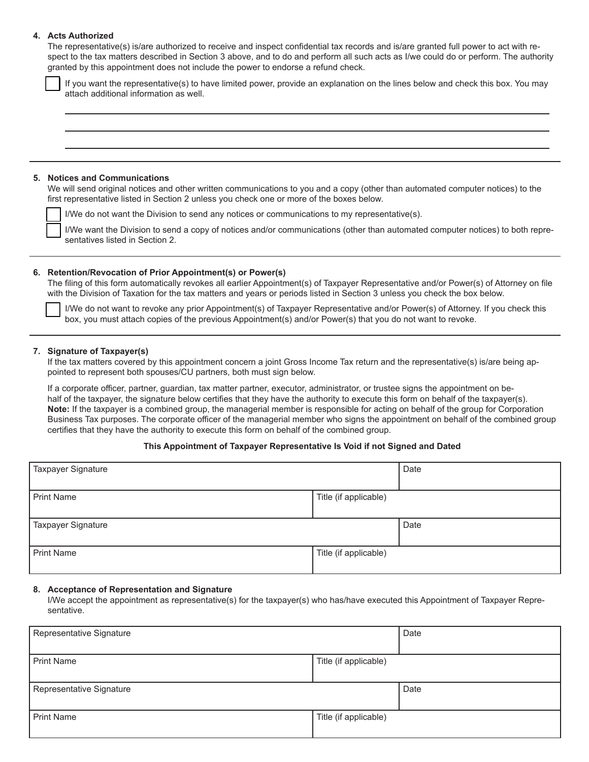**4. Acts Authorized**

The representative(s) is/are authorized to receive and inspect confidential tax records and is/are granted full power to act with respect to the tax matters described in Section 3 above, and to do and perform all such acts as I/we could do or perform. The authority granted by this appointment does not include the power to endorse a refund check.

☐ If you want the representative(s) to have limited power, provide an explanation on the lines below and check this box. You may attach additional information as well.

\_\_\_\_\_\_\_\_\_\_\_\_\_\_\_\_\_\_\_\_\_\_\_\_\_\_\_\_\_\_\_\_\_\_\_\_\_\_\_\_\_\_\_\_\_\_\_\_\_\_\_\_\_\_\_\_\_\_\_\_

\_\_\_\_\_\_\_\_\_\_\_\_\_\_\_\_\_\_\_\_\_\_\_\_\_\_\_\_\_\_\_\_\_\_\_\_\_\_\_\_\_\_\_\_\_\_\_\_\_\_\_\_\_\_\_\_\_\_\_\_

\_\_\_\_\_\_\_\_\_\_\_\_\_\_\_\_\_\_\_\_\_\_\_\_\_\_\_\_\_\_\_\_\_\_\_\_\_\_\_\_\_\_\_\_\_\_\_\_\_\_\_\_\_\_\_\_\_\_\_\_

**5. Notices and Communications**

We will send original notices and other written communications to you and a copy (other than automated computer notices) to the first representative listed in Section 2 unless you check one or more of the boxes below.

☐ I/We do not want the Division to send any notices or communications to my representative(s).

☐ I/We want the Division to send a copy of notices and/or communications (other than automated computer notices) to both representatives listed in Section 2.

**6. Retention/Revocation of Prior Appointment(s) or Power(s)**

The filing of this form automatically revokes all earlier Appointment(s) of Taxpayer Representative and/or Power(s) of Attorney on file with the Division of Taxation for the tax matters and years or periods listed in Section 3 unless you check the box below.

☐ I/We do not want to revoke any prior Appointment(s) of Taxpayer Representative and/or Power(s) of Attorney. If you check this box, you must attach copies of the previous Appointment(s) and/or Power(s) that you do not want to revoke.

**7. Signature of Taxpayer(s)**

If the tax matters covered by this appointment concern a joint Gross Income Tax return and the representative(s) is/are being appointed to represent both spouses/CU partners, both must sign below.

If a corporate officer, partner, guardian, tax matter partner, executor, administrator, or trustee signs the appointment on behalf of the taxpayer, the signature below certifies that they have the authority to execute this form on behalf of the taxpayer(s). **Note:** If the taxpayer is a combined group, the managerial member is responsible for acting on behalf of the group for Corporation Business Tax purposes. The corporate officer of the managerial member who signs the appointment on behalf of the combined group certifies that they have the authority to execute this form on behalf of the combined group.

**This Appointment of Taxpayer Representative Is Void if not Signed and Dated**

| | |
|---|---|
| Taxpayer Signature | Date |
| Print Name | Title (if applicable) |
| Taxpayer Signature | Date |
| Print Name | Title (if applicable) |

**8. Acceptance of Representation and Signature**

I/We accept the appointment as representative(s) for the taxpayer(s) who has/have executed this Appointment of Taxpayer Representative.

| | |
|---|---|
| Representative Signature | Date |
| Print Name | Title (if applicable) |
| Representative Signature | Date |
| Print Name | Title (if applicable) |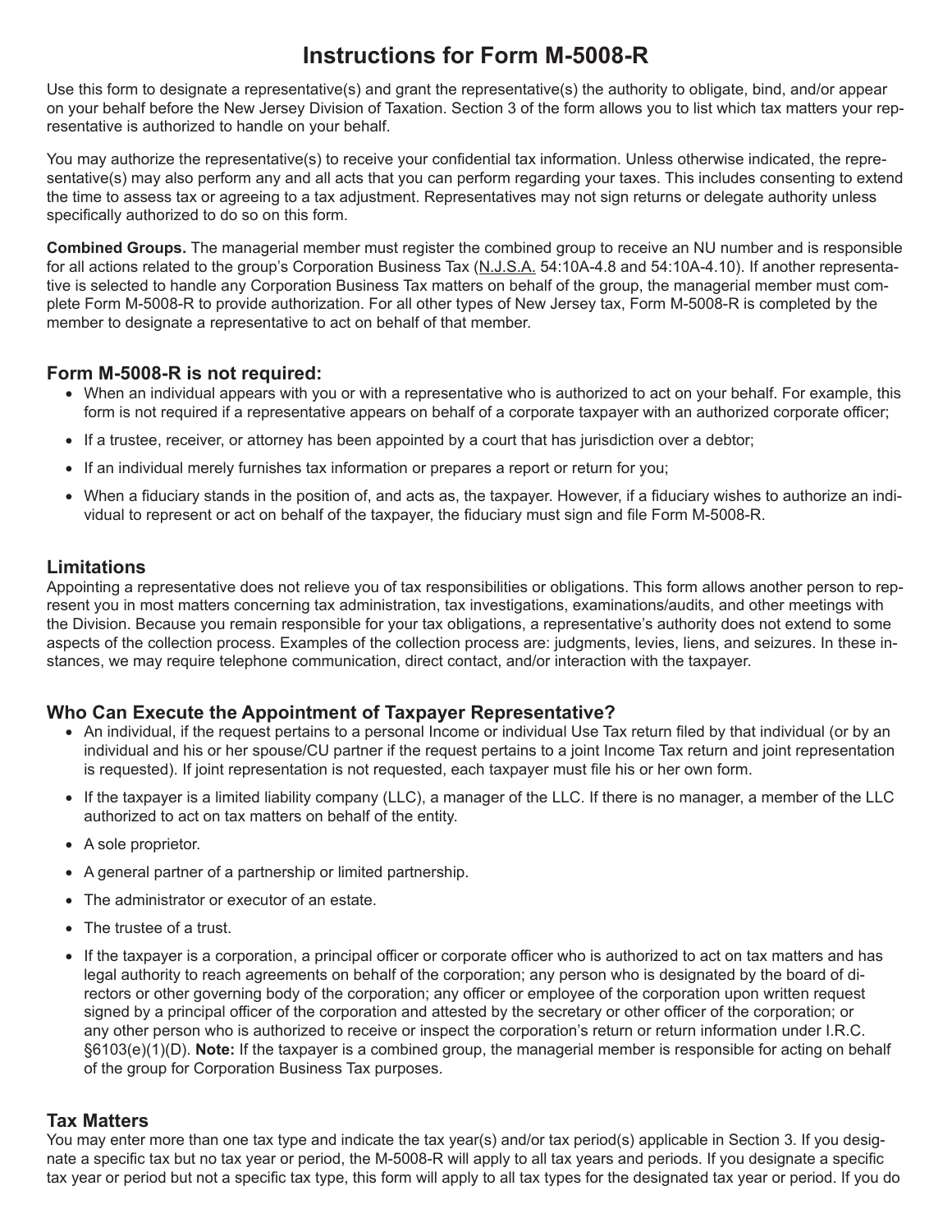# Instructions for Form M-5008-R

Use this form to designate a representative(s) and grant the representative(s) the authority to obligate, bind, and/or appear on your behalf before the New Jersey Division of Taxation. Section 3 of the form allows you to list which tax matters your representative is authorized to handle on your behalf.

You may authorize the representative(s) to receive your confidential tax information. Unless otherwise indicated, the representative(s) may also perform any and all acts that you can perform regarding your taxes. This includes consenting to extend the time to assess tax or agreeing to a tax adjustment. Representatives may not sign returns or delegate authority unless specifically authorized to do so on this form.

**Combined Groups.** The managerial member must register the combined group to receive an NU number and is responsible for all actions related to the group's Corporation Business Tax (N.J.S.A. 54:10A-4.8 and 54:10A-4.10). If another representative is selected to handle any Corporation Business Tax matters on behalf of the group, the managerial member must complete Form M-5008-R to provide authorization. For all other types of New Jersey tax, Form M-5008-R is completed by the member to designate a representative to act on behalf of that member.

## Form M-5008-R is not required:

- When an individual appears with you or with a representative who is authorized to act on your behalf. For example, this form is not required if a representative appears on behalf of a corporate taxpayer with an authorized corporate officer;
- If a trustee, receiver, or attorney has been appointed by a court that has jurisdiction over a debtor;
- If an individual merely furnishes tax information or prepares a report or return for you;
- When a fiduciary stands in the position of, and acts as, the taxpayer. However, if a fiduciary wishes to authorize an individual to represent or act on behalf of the taxpayer, the fiduciary must sign and file Form M-5008-R.

## Limitations

Appointing a representative does not relieve you of tax responsibilities or obligations. This form allows another person to represent you in most matters concerning tax administration, tax investigations, examinations/audits, and other meetings with the Division. Because you remain responsible for your tax obligations, a representative's authority does not extend to some aspects of the collection process. Examples of the collection process are: judgments, levies, liens, and seizures. In these instances, we may require telephone communication, direct contact, and/or interaction with the taxpayer.

## Who Can Execute the Appointment of Taxpayer Representative?

- An individual, if the request pertains to a personal Income or individual Use Tax return filed by that individual (or by an individual and his or her spouse/CU partner if the request pertains to a joint Income Tax return and joint representation is requested). If joint representation is not requested, each taxpayer must file his or her own form.
- If the taxpayer is a limited liability company (LLC), a manager of the LLC. If there is no manager, a member of the LLC authorized to act on tax matters on behalf of the entity.
- A sole proprietor.
- A general partner of a partnership or limited partnership.
- The administrator or executor of an estate.
- The trustee of a trust.
- If the taxpayer is a corporation, a principal officer or corporate officer who is authorized to act on tax matters and has legal authority to reach agreements on behalf of the corporation; any person who is designated by the board of directors or other governing body of the corporation; any officer or employee of the corporation upon written request signed by a principal officer of the corporation and attested by the secretary or other officer of the corporation; or any other person who is authorized to receive or inspect the corporation's return or return information under I.R.C. §6103(e)(1)(D). **Note:** If the taxpayer is a combined group, the managerial member is responsible for acting on behalf of the group for Corporation Business Tax purposes.

## Tax Matters

You may enter more than one tax type and indicate the tax year(s) and/or tax period(s) applicable in Section 3. If you designate a specific tax but no tax year or period, the M-5008-R will apply to all tax years and periods. If you designate a specific tax year or period but not a specific tax type, this form will apply to all tax types for the designated tax year or period. If you do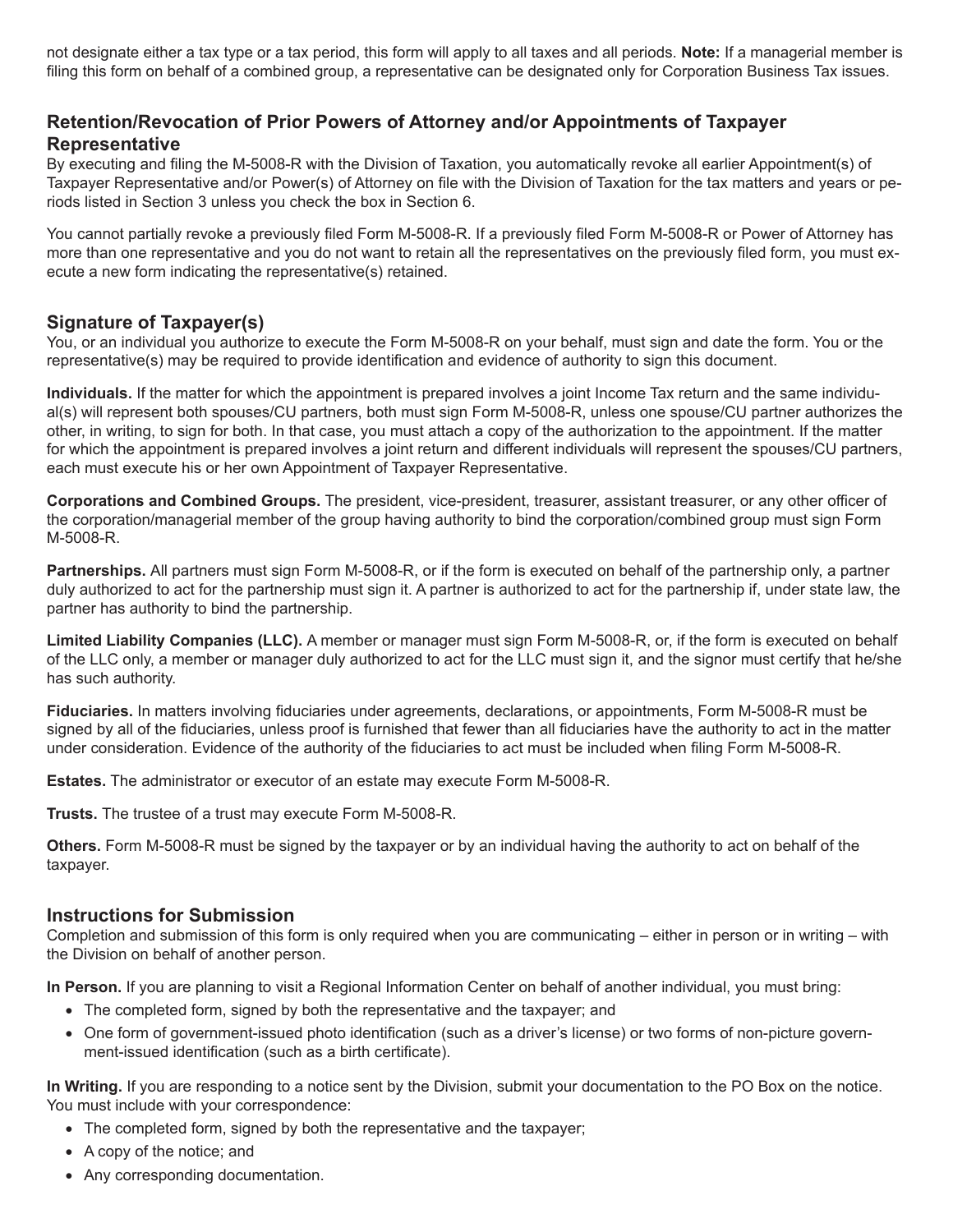not designate either a tax type or a tax period, this form will apply to all taxes and all periods. **Note:** If a managerial member is filing this form on behalf of a combined group, a representative can be designated only for Corporation Business Tax issues.

## Retention/Revocation of Prior Powers of Attorney and/or Appointments of Taxpayer Representative

By executing and filing the M-5008-R with the Division of Taxation, you automatically revoke all earlier Appointment(s) of Taxpayer Representative and/or Power(s) of Attorney on file with the Division of Taxation for the tax matters and years or periods listed in Section 3 unless you check the box in Section 6.

You cannot partially revoke a previously filed Form M-5008-R. If a previously filed Form M-5008-R or Power of Attorney has more than one representative and you do not want to retain all the representatives on the previously filed form, you must execute a new form indicating the representative(s) retained.

## Signature of Taxpayer(s)

You, or an individual you authorize to execute the Form M-5008-R on your behalf, must sign and date the form. You or the representative(s) may be required to provide identification and evidence of authority to sign this document.

**Individuals.** If the matter for which the appointment is prepared involves a joint Income Tax return and the same individual(s) will represent both spouses/CU partners, both must sign Form M-5008-R, unless one spouse/CU partner authorizes the other, in writing, to sign for both. In that case, you must attach a copy of the authorization to the appointment. If the matter for which the appointment is prepared involves a joint return and different individuals will represent the spouses/CU partners, each must execute his or her own Appointment of Taxpayer Representative.

**Corporations and Combined Groups.** The president, vice-president, treasurer, assistant treasurer, or any other officer of the corporation/managerial member of the group having authority to bind the corporation/combined group must sign Form M-5008-R.

**Partnerships.** All partners must sign Form M-5008-R, or if the form is executed on behalf of the partnership only, a partner duly authorized to act for the partnership must sign it. A partner is authorized to act for the partnership if, under state law, the partner has authority to bind the partnership.

**Limited Liability Companies (LLC).** A member or manager must sign Form M-5008-R, or, if the form is executed on behalf of the LLC only, a member or manager duly authorized to act for the LLC must sign it, and the signor must certify that he/she has such authority.

**Fiduciaries.** In matters involving fiduciaries under agreements, declarations, or appointments, Form M-5008-R must be signed by all of the fiduciaries, unless proof is furnished that fewer than all fiduciaries have the authority to act in the matter under consideration. Evidence of the authority of the fiduciaries to act must be included when filing Form M-5008-R.

**Estates.** The administrator or executor of an estate may execute Form M-5008-R.

**Trusts.** The trustee of a trust may execute Form M-5008-R.

**Others.** Form M-5008-R must be signed by the taxpayer or by an individual having the authority to act on behalf of the taxpayer.

## Instructions for Submission

Completion and submission of this form is only required when you are communicating – either in person or in writing – with the Division on behalf of another person.

**In Person.** If you are planning to visit a Regional Information Center on behalf of another individual, you must bring:

- The completed form, signed by both the representative and the taxpayer; and
- One form of government-issued photo identification (such as a driver's license) or two forms of non-picture government-issued identification (such as a birth certificate).

**In Writing.** If you are responding to a notice sent by the Division, submit your documentation to the PO Box on the notice. You must include with your correspondence:

- The completed form, signed by both the representative and the taxpayer;
- A copy of the notice; and
- Any corresponding documentation.